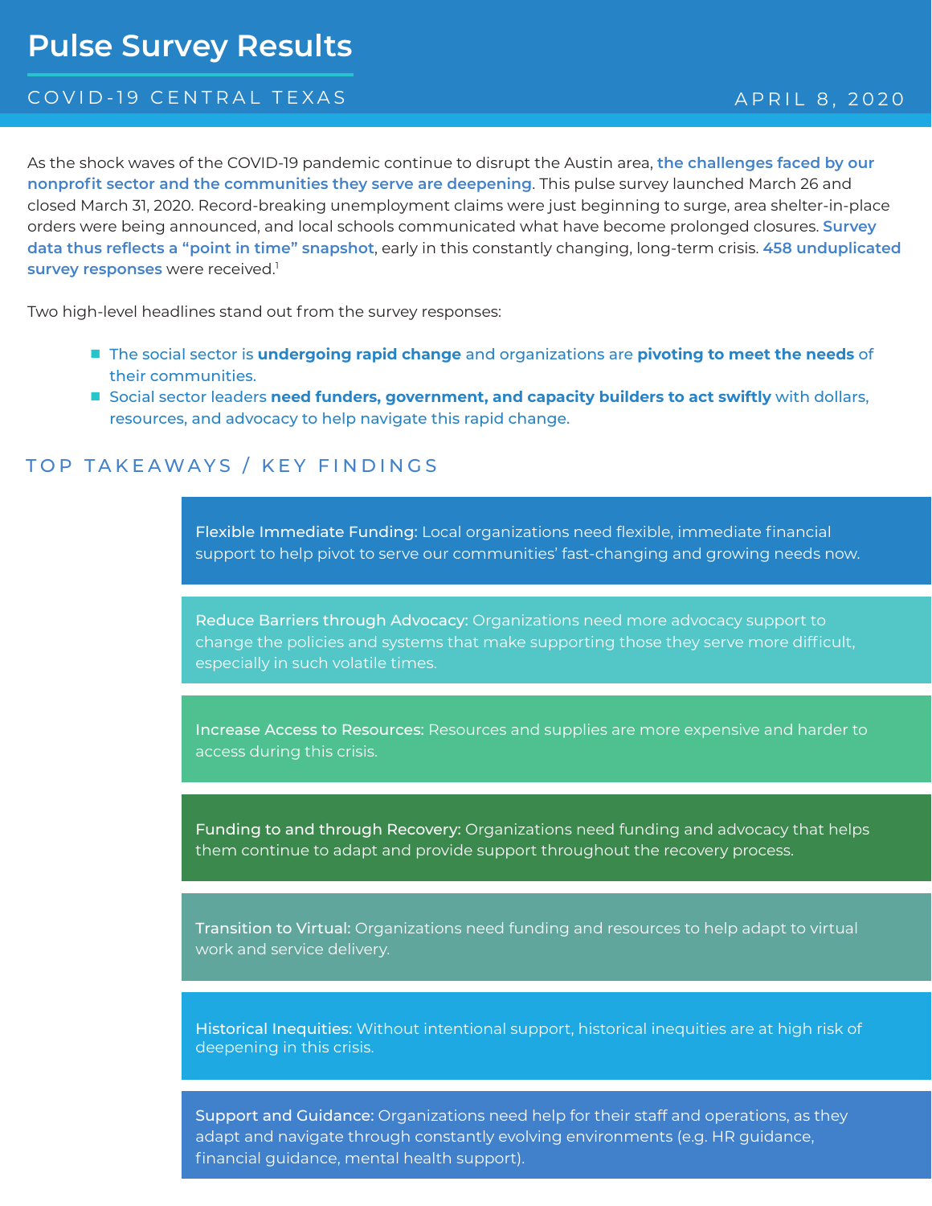# Pulse Survey Results

COVID-19 CENTRAL TEXAS

APRIL 8, 2020

As the shock waves of the COVID-19 pandemic continue to disrupt the Austin area, **the challenges faced by our nonprofit sector and the communities they serve are deepening**. This pulse survey launched March 26 and closed March 31, 2020. Record-breaking unemployment claims were just beginning to surge, area shelter-in-place orders were being announced, and local schools communicated what have become prolonged closures. **Survey data thus reflects a "point in time" snapshot**, early in this constantly changing, long-term crisis. **458 unduplicated survey responses** were received.[1]

Two high-level headlines stand out from the survey responses:

- The social sector is **undergoing rapid change** and organizations are **pivoting to meet the needs** of their communities.
- Social sector leaders **need funders, government, and capacity builders to act swiftly** with dollars, resources, and advocacy to help navigate this rapid change.

## TOP TAKEAWAYS / KEY FINDINGS

**Flexible Immediate Funding:** Local organizations need flexible, immediate financial support to help pivot to serve our communities' fast-changing and growing needs now.

**Reduce Barriers through Advocacy:** Organizations need more advocacy support to change the policies and systems that make supporting those they serve more difficult, especially in such volatile times.

**Increase Access to Resources:** Resources and supplies are more expensive and harder to access during this crisis.

**Funding to and through Recovery:** Organizations need funding and advocacy that helps them continue to adapt and provide support throughout the recovery process.

**Transition to Virtual:** Organizations need funding and resources to help adapt to virtual work and service delivery.

**Historical Inequities:** Without intentional support, historical inequities are at high risk of deepening in this crisis.

**Support and Guidance:** Organizations need help for their staff and operations, as they adapt and navigate through constantly evolving environments (e.g. HR guidance, financial guidance, mental health support).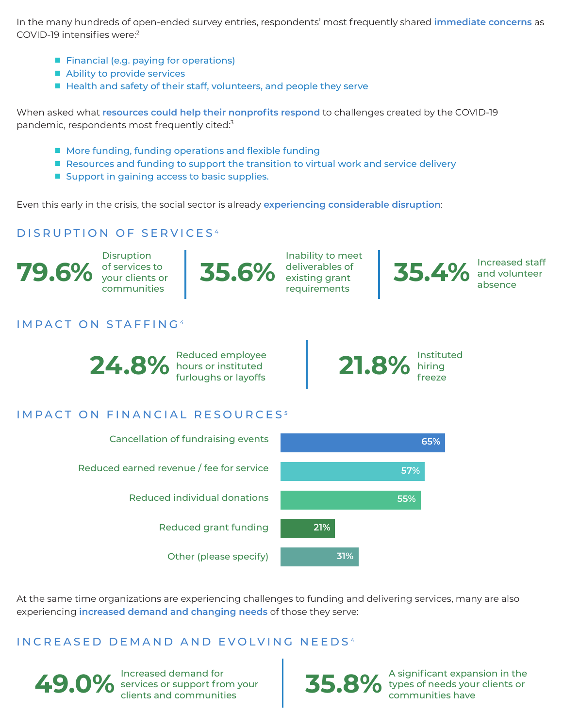In the many hundreds of open-ended survey entries, respondents' most frequently shared **immediate concerns** as COVID-19 intensifies were:[2]

- Financial (e.g. paying for operations)
- Ability to provide services
- Health and safety of their staff, volunteers, and people they serve

When asked what **resources could help their nonprofits respond** to challenges created by the COVID-19 pandemic, respondents most frequently cited:[3]

- More funding, funding operations and flexible funding
- Resources and funding to support the transition to virtual work and service delivery
- Support in gaining access to basic supplies.

Even this early in the crisis, the social sector is already **experiencing considerable disruption**:

## DISRUPTION OF SERVICES[4]

**79.6%** Disruption of services to your clients or communities

**35.6%** Inability to meet deliverables of existing grant requirements

**35.4%** Increased staff and volunteer absence

## IMPACT ON STAFFING[4]

**24.8%** Reduced employee hours or instituted furloughs or layoffs

**21.8%** Instituted hiring freeze

## IMPACT ON FINANCIAL RESOURCES[5]

| Impact | Percentage |
|---|---|
| Cancellation of fundraising events | 65% |
| Reduced earned revenue / fee for service | 57% |
| Reduced individual donations | 55% |
| Reduced grant funding | 21% |
| Other (please specify) | 31% |

At the same time organizations are experiencing challenges to funding and delivering services, many are also experiencing **increased demand and changing needs** of those they serve:

## INCREASED DEMAND AND EVOLVING NEEDS[4]

**49.0%** Increased demand for services or support from your clients and communities

**35.8%** A significant expansion in the types of needs your clients or communities have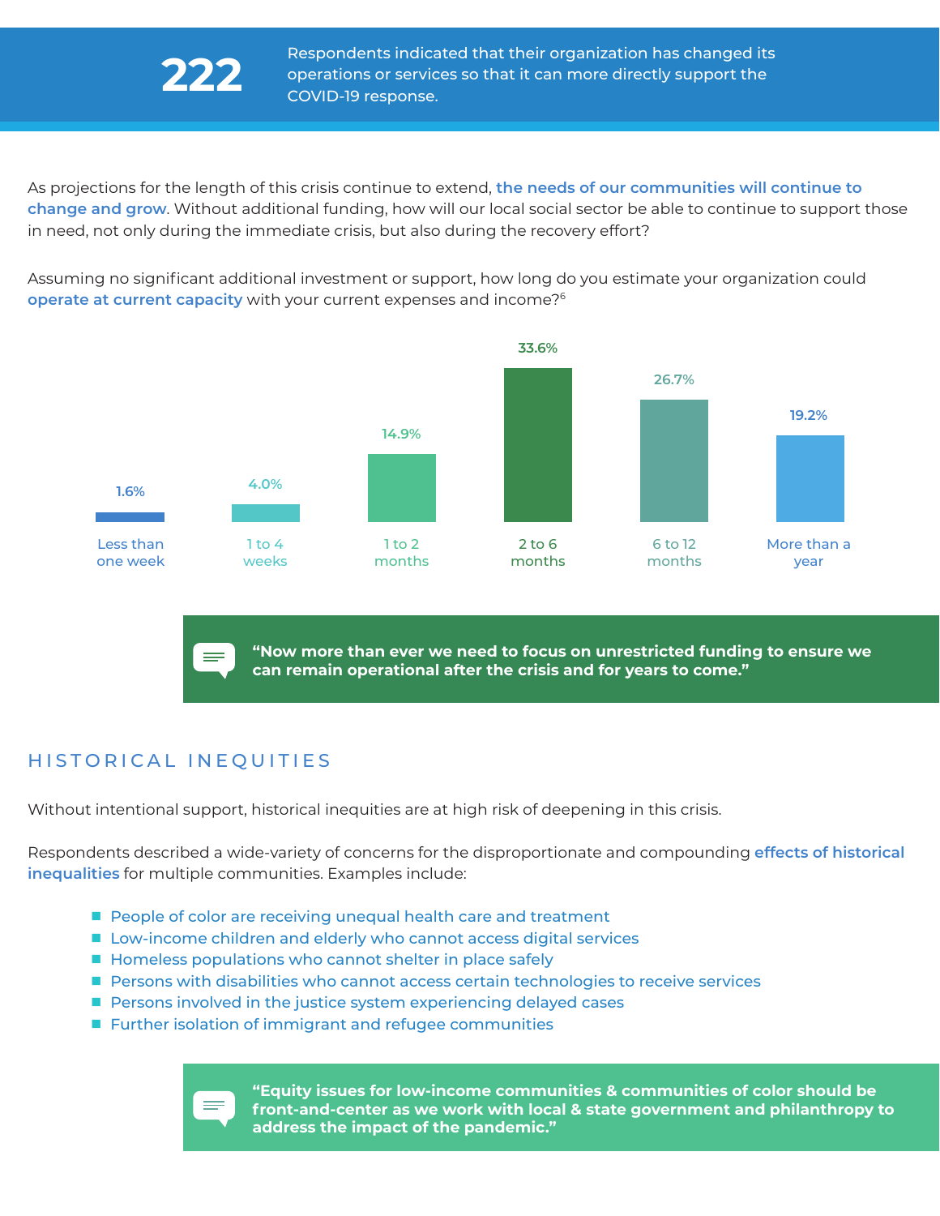**222** Respondents indicated that their organization has changed its operations or services so that it can more directly support the COVID-19 response.

As projections for the length of this crisis continue to extend, **the needs of our communities will continue to change and grow**. Without additional funding, how will our local social sector be able to continue to support those in need, not only during the immediate crisis, but also during the recovery effort?

Assuming no significant additional investment or support, how long do you estimate your organization could **operate at current capacity** with your current expenses and income?[6]

| Duration | Percentage |
|---|---|
| Less than one week | 1.6% |
| 1 to 4 weeks | 4.0% |
| 1 to 2 months | 14.9% |
| 2 to 6 months | 33.6% |
| 6 to 12 months | 26.7% |
| More than a year | 19.2% |

> **"Now more than ever we need to focus on unrestricted funding to ensure we can remain operational after the crisis and for years to come."**

## HISTORICAL INEQUITIES

Without intentional support, historical inequities are at high risk of deepening in this crisis.

Respondents described a wide-variety of concerns for the disproportionate and compounding **effects of historical inequalities** for multiple communities. Examples include:

- People of color are receiving unequal health care and treatment
- Low-income children and elderly who cannot access digital services
- Homeless populations who cannot shelter in place safely
- Persons with disabilities who cannot access certain technologies to receive services
- Persons involved in the justice system experiencing delayed cases
- Further isolation of immigrant and refugee communities

> **"Equity issues for low-income communities & communities of color should be front-and-center as we work with local & state government and philanthropy to address the impact of the pandemic."**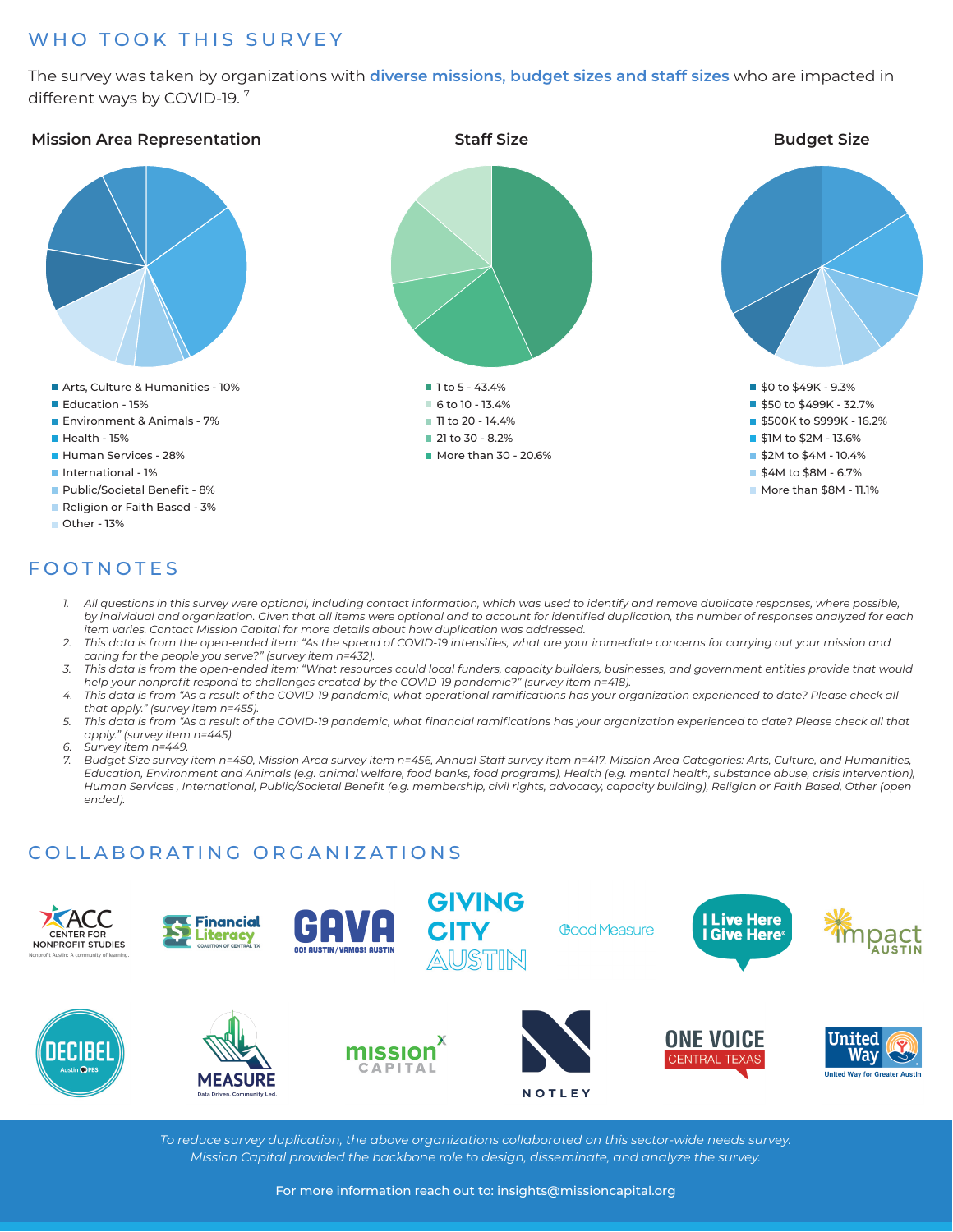## WHO TOOK THIS SURVEY

The survey was taken by organizations with **diverse missions, budget sizes and staff sizes** who are impacted in different ways by COVID-19. [7]

### Mission Area Representation

- Arts, Culture & Humanities - 10%
- Education - 15%
- Environment & Animals - 7%
- Health - 15%
- Human Services - 28%
- International - 1%
- Public/Societal Benefit - 8%
- Religion or Faith Based - 3%
- Other - 13%

### Staff Size

- 1 to 5 - 43.4%
- 6 to 10 - 13.4%
- 11 to 20 - 14.4%
- 21 to 30 - 8.2%
- More than 30 - 20.6%

### Budget Size

- $0 to $49K - 9.3%
- $50 to $499K - 32.7%
- $500K to $999K - 16.2%
- $1M to $2M - 13.6%
- $2M to $4M - 10.4%
- $4M to $8M - 6.7%
- More than $8M - 11.1%

## FOOTNOTES

1. *All questions in this survey were optional, including contact information, which was used to identify and remove duplicate responses, where possible, by individual and organization. Given that all items were optional and to account for identified duplication, the number of responses analyzed for each item varies. Contact Mission Capital for more details about how duplication was addressed.*
2. *This data is from the open-ended item: "As the spread of COVID-19 intensifies, what are your immediate concerns for carrying out your mission and caring for the people you serve?" (survey item n=432).*
3. *This data is from the open-ended item: "What resources could local funders, capacity builders, businesses, and government entities provide that would help your nonprofit respond to challenges created by the COVID-19 pandemic?" (survey item n=418).*
4. *This data is from "As a result of the COVID-19 pandemic, what operational ramifications has your organization experienced to date? Please check all that apply." (survey item n=455).*
5. *This data is from "As a result of the COVID-19 pandemic, what financial ramifications has your organization experienced to date? Please check all that apply." (survey item n=445).*
6. *Survey item n=449.*
7. *Budget Size survey item n=450, Mission Area survey item n=456, Annual Staff survey item n=417. Mission Area Categories: Arts, Culture, and Humanities, Education, Environment and Animals (e.g. animal welfare, food banks, food programs), Health (e.g. mental health, substance abuse, crisis intervention), Human Services , International, Public/Societal Benefit (e.g. membership, civil rights, advocacy, capacity building), Religion or Faith Based, Other (open ended).*

## COLLABORATING ORGANIZATIONS

ACC Center for Nonprofit Studies · Financial Literacy Coalition of Central TX · GAVA · Giving City Austin · Good Measure · I Live Here I Give Here · Impact Austin · Decibel Austin PBS · Measure · Mission Capital · Notley · One Voice Central Texas · United Way for Greater Austin

*To reduce survey duplication, the above organizations collaborated on this sector-wide needs survey. Mission Capital provided the backbone role to design, disseminate, and analyze the survey.*

For more information reach out to: insights@missioncapital.org